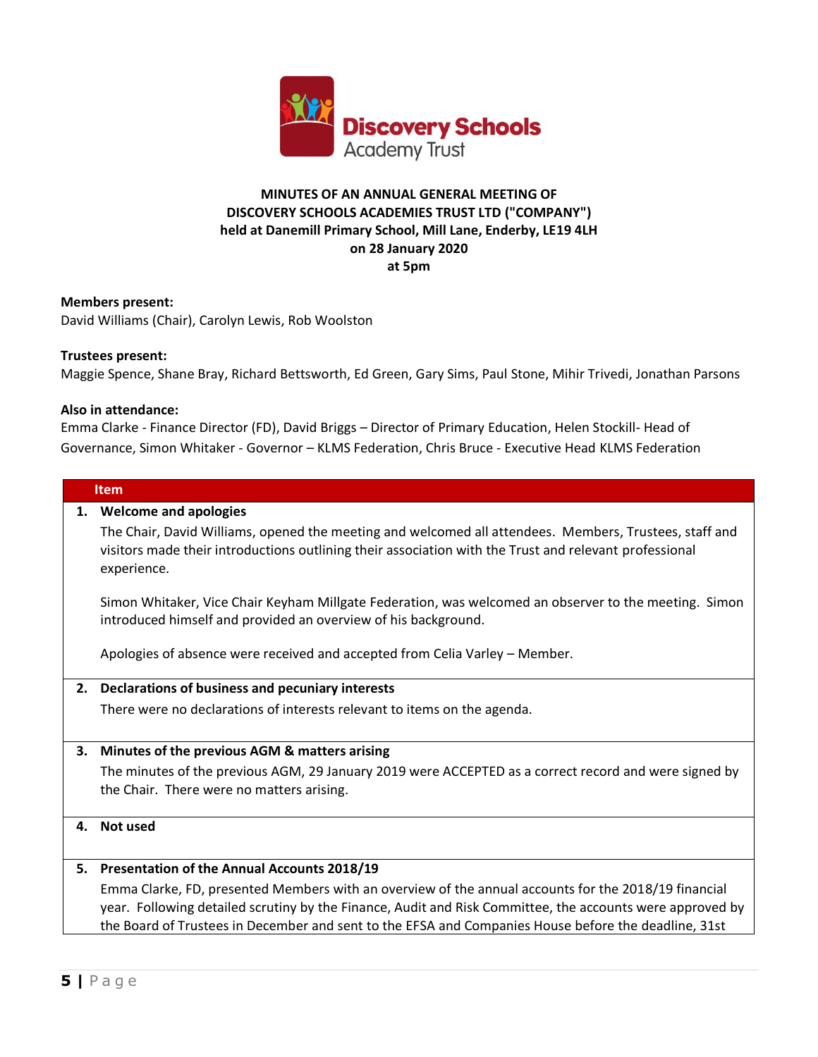# MINUTES OF AN ANNUAL GENERAL MEETING OF DISCOVERY SCHOOLS ACADEMIES TRUST LTD ("COMPANY") held at Danemill Primary School, Mill Lane, Enderby, LE19 4LH on 28 January 2020 at 5pm

**Members present:**
David Williams (Chair), Carolyn Lewis, Rob Woolston

**Trustees present:**
Maggie Spence, Shane Bray, Richard Bettsworth, Ed Green, Gary Sims, Paul Stone, Mihir Trivedi, Jonathan Parsons

**Also in attendance:**
Emma Clarke - Finance Director (FD), David Briggs – Director of Primary Education, Helen Stockill- Head of Governance, Simon Whitaker - Governor – KLMS Federation, Chris Bruce - Executive Head KLMS Federation

| Item |
|---|
| **1. Welcome and apologies**<br>The Chair, David Williams, opened the meeting and welcomed all attendees. Members, Trustees, staff and visitors made their introductions outlining their association with the Trust and relevant professional experience.<br><br>Simon Whitaker, Vice Chair Keyham Millgate Federation, was welcomed an observer to the meeting. Simon introduced himself and provided an overview of his background.<br><br>Apologies of absence were received and accepted from Celia Varley – Member. |
| **2. Declarations of business and pecuniary interests**<br>There were no declarations of interests relevant to items on the agenda. |
| **3. Minutes of the previous AGM & matters arising**<br>The minutes of the previous AGM, 29 January 2019 were ACCEPTED as a correct record and were signed by the Chair. There were no matters arising. |
| **4. Not used** |
| **5. Presentation of the Annual Accounts 2018/19**<br>Emma Clarke, FD, presented Members with an overview of the annual accounts for the 2018/19 financial year. Following detailed scrutiny by the Finance, Audit and Risk Committee, the accounts were approved by the Board of Trustees in December and sent to the EFSA and Companies House before the deadline, 31st |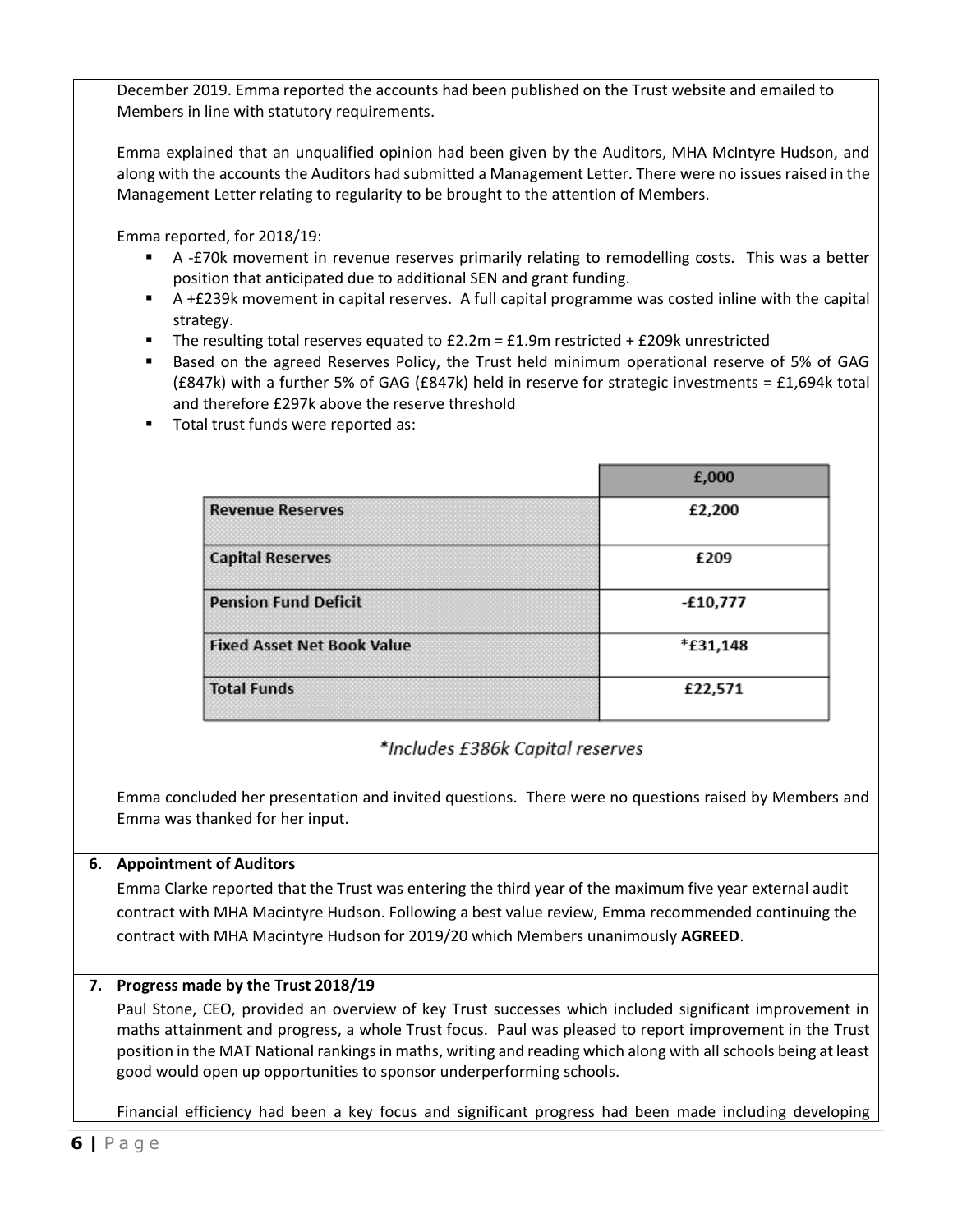December 2019. Emma reported the accounts had been published on the Trust website and emailed to Members in line with statutory requirements.

Emma explained that an unqualified opinion had been given by the Auditors, MHA McIntyre Hudson, and along with the accounts the Auditors had submitted a Management Letter. There were no issues raised in the Management Letter relating to regularity to be brought to the attention of Members.

Emma reported, for 2018/19:

- A -£70k movement in revenue reserves primarily relating to remodelling costs. This was a better position that anticipated due to additional SEN and grant funding.
- A +£239k movement in capital reserves. A full capital programme was costed inline with the capital strategy.
- The resulting total reserves equated to £2.2m = £1.9m restricted + £209k unrestricted
- Based on the agreed Reserves Policy, the Trust held minimum operational reserve of 5% of GAG (£847k) with a further 5% of GAG (£847k) held in reserve for strategic investments = £1,694k total and therefore £297k above the reserve threshold
- Total trust funds were reported as:

| | £,000 |
|---|---|
| Revenue Reserves | £2,200 |
| Capital Reserves | £209 |
| Pension Fund Deficit | -£10,777 |
| Fixed Asset Net Book Value | *£31,148 |
| Total Funds | £22,571 |

*Includes £386k Capital reserves*

Emma concluded her presentation and invited questions. There were no questions raised by Members and Emma was thanked for her input.

**6. Appointment of Auditors**

Emma Clarke reported that the Trust was entering the third year of the maximum five year external audit contract with MHA Macintyre Hudson. Following a best value review, Emma recommended continuing the contract with MHA Macintyre Hudson for 2019/20 which Members unanimously **AGREED**.

**7. Progress made by the Trust 2018/19**

Paul Stone, CEO, provided an overview of key Trust successes which included significant improvement in maths attainment and progress, a whole Trust focus. Paul was pleased to report improvement in the Trust position in the MAT National rankings in maths, writing and reading which along with all schools being at least good would open up opportunities to sponsor underperforming schools.

Financial efficiency had been a key focus and significant progress had been made including developing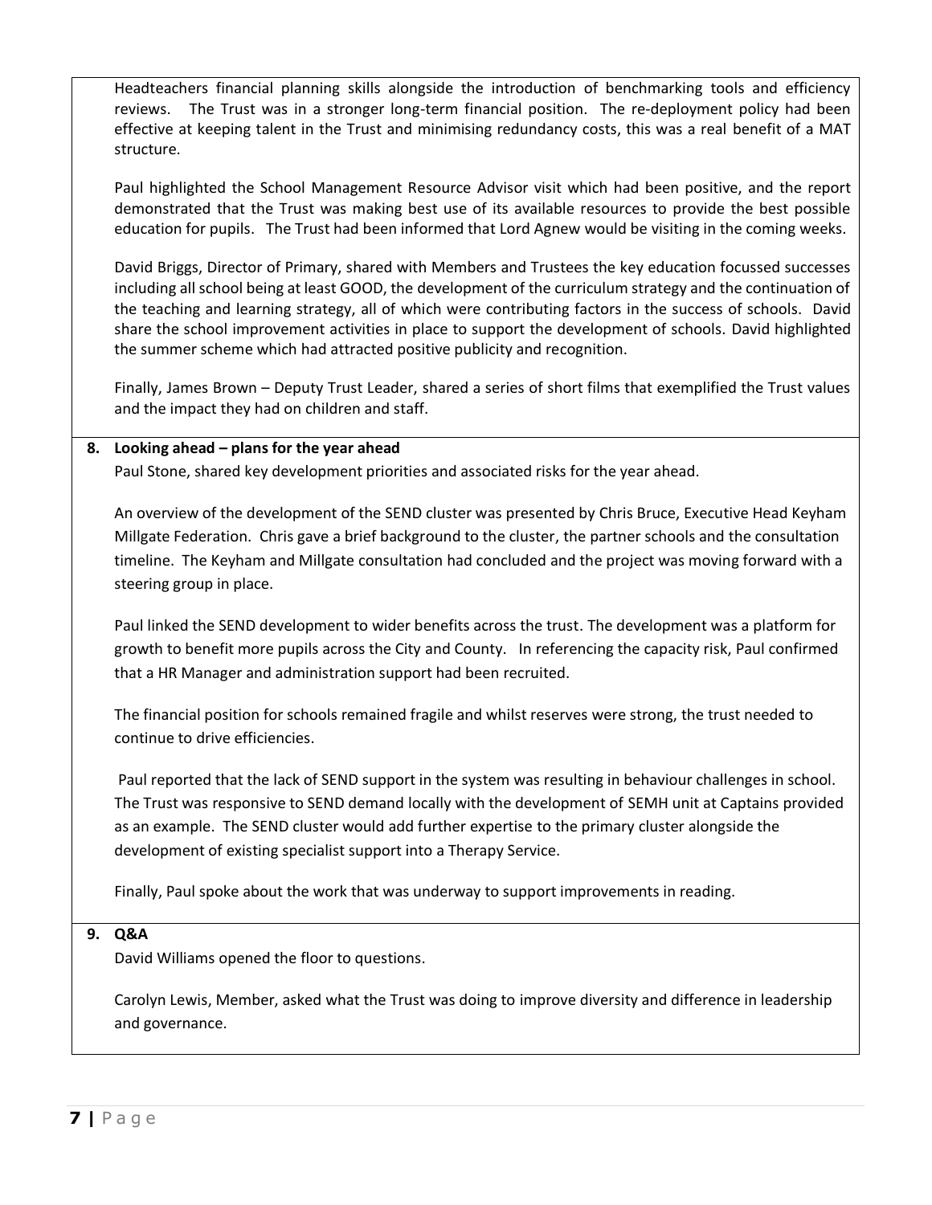Headteachers financial planning skills alongside the introduction of benchmarking tools and efficiency reviews. The Trust was in a stronger long-term financial position. The re-deployment policy had been effective at keeping talent in the Trust and minimising redundancy costs, this was a real benefit of a MAT structure.

Paul highlighted the School Management Resource Advisor visit which had been positive, and the report demonstrated that the Trust was making best use of its available resources to provide the best possible education for pupils. The Trust had been informed that Lord Agnew would be visiting in the coming weeks.

David Briggs, Director of Primary, shared with Members and Trustees the key education focussed successes including all school being at least GOOD, the development of the curriculum strategy and the continuation of the teaching and learning strategy, all of which were contributing factors in the success of schools. David share the school improvement activities in place to support the development of schools. David highlighted the summer scheme which had attracted positive publicity and recognition.

Finally, James Brown – Deputy Trust Leader, shared a series of short films that exemplified the Trust values and the impact they had on children and staff.

**8. Looking ahead – plans for the year ahead**

Paul Stone, shared key development priorities and associated risks for the year ahead.

An overview of the development of the SEND cluster was presented by Chris Bruce, Executive Head Keyham Millgate Federation. Chris gave a brief background to the cluster, the partner schools and the consultation timeline. The Keyham and Millgate consultation had concluded and the project was moving forward with a steering group in place.

Paul linked the SEND development to wider benefits across the trust. The development was a platform for growth to benefit more pupils across the City and County. In referencing the capacity risk, Paul confirmed that a HR Manager and administration support had been recruited.

The financial position for schools remained fragile and whilst reserves were strong, the trust needed to continue to drive efficiencies.

Paul reported that the lack of SEND support in the system was resulting in behaviour challenges in school. The Trust was responsive to SEND demand locally with the development of SEMH unit at Captains provided as an example. The SEND cluster would add further expertise to the primary cluster alongside the development of existing specialist support into a Therapy Service.

Finally, Paul spoke about the work that was underway to support improvements in reading.

**9. Q&A**

David Williams opened the floor to questions.

Carolyn Lewis, Member, asked what the Trust was doing to improve diversity and difference in leadership and governance.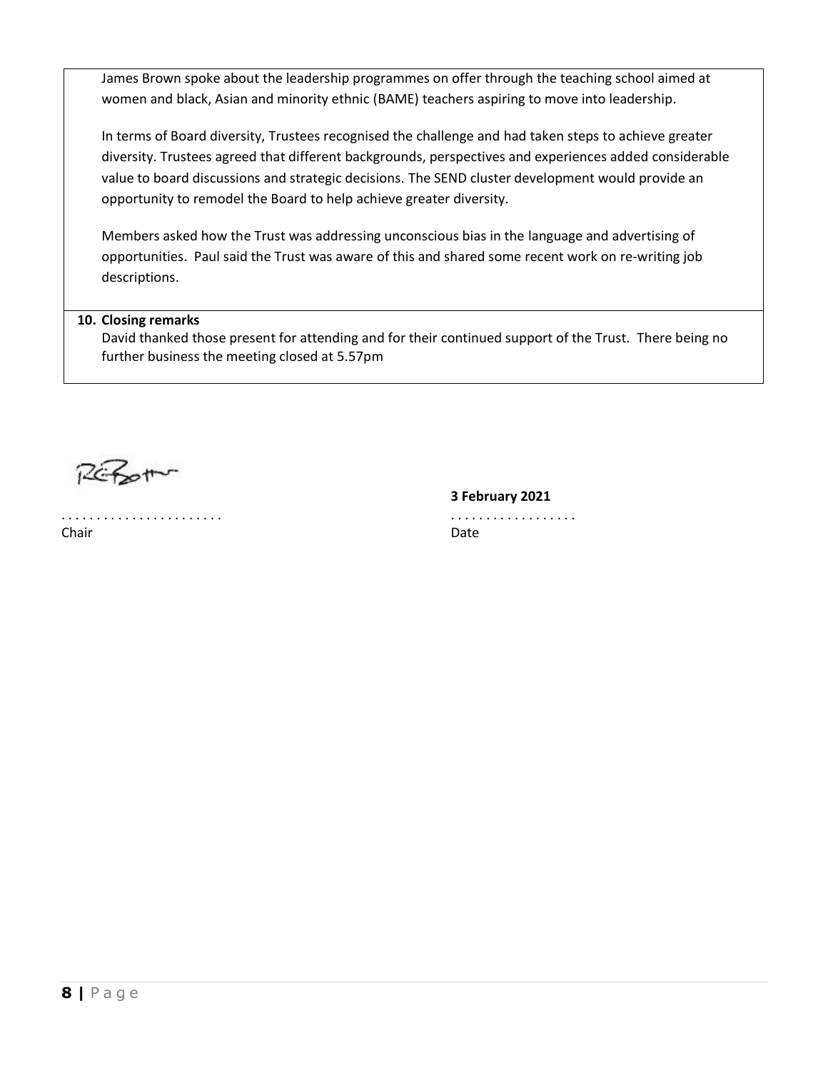James Brown spoke about the leadership programmes on offer through the teaching school aimed at women and black, Asian and minority ethnic (BAME) teachers aspiring to move into leadership.

In terms of Board diversity, Trustees recognised the challenge and had taken steps to achieve greater diversity. Trustees agreed that different backgrounds, perspectives and experiences added considerable value to board discussions and strategic decisions. The SEND cluster development would provide an opportunity to remodel the Board to help achieve greater diversity.

Members asked how the Trust was addressing unconscious bias in the language and advertising of opportunities. Paul said the Trust was aware of this and shared some recent work on re-writing job descriptions.

**10. Closing remarks**

David thanked those present for attending and for their continued support of the Trust. There being no further business the meeting closed at 5.57pm

. . . . . . . . . . . . . . . . . . . . . . .
Chair

**3 February 2021**
. . . . . . . . . . . . . . . . . .
Date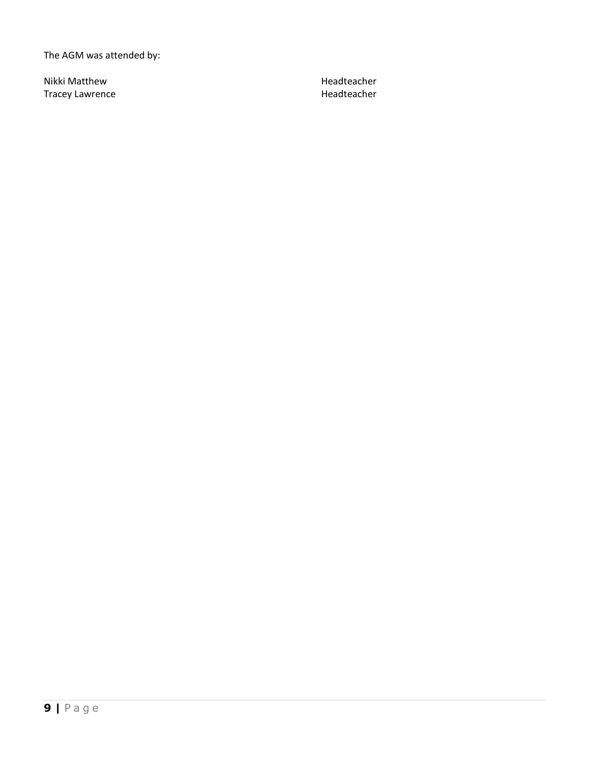The AGM was attended by:

| | |
|---|---|
| Nikki Matthew | Headteacher |
| Tracey Lawrence | Headteacher |